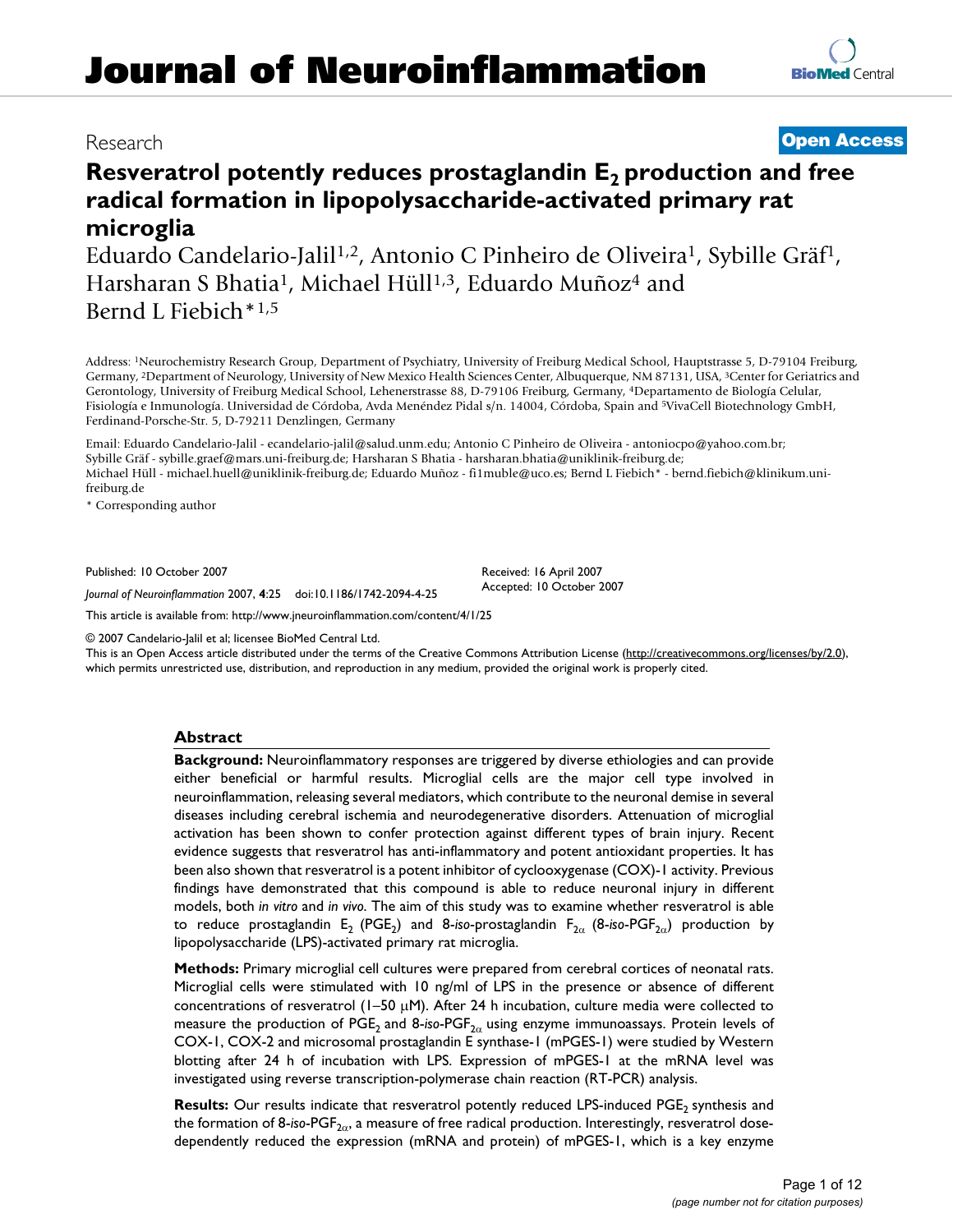# Journal of Neuroinflammation

Research

**Open Access**

## Resveratrol potently reduces prostaglandin $E_2$ production and free radical formation in lipopolysaccharide-activated primary rat microglia

Eduardo Candelario-Jalil[1,2], Antonio C Pinheiro de Oliveira[1], Sybille Gräf[1], Harsharan S Bhatia[1], Michael Hüll[1,3], Eduardo Muñoz[4] and Bernd L Fiebich*[1,5]

Address: [1]Neurochemistry Research Group, Department of Psychiatry, University of Freiburg Medical School, Hauptstrasse 5, D-79104 Freiburg, Germany, [2]Department of Neurology, University of New Mexico Health Sciences Center, Albuquerque, NM 87131, USA, [3]Center for Geriatrics and Gerontology, University of Freiburg Medical School, Lehenerstrasse 88, D-79106 Freiburg, Germany, [4]Departamento de Biología Celular, Fisiología e Inmunología. Universidad de Córdoba, Avda Menéndez Pidal s/n. 14004, Córdoba, Spain and [5]VivaCell Biotechnology GmbH, Ferdinand-Porsche-Str. 5, D-79211 Denzlingen, Germany

Email: Eduardo Candelario-Jalil - ecandelario-jalil@salud.unm.edu; Antonio C Pinheiro de Oliveira - antoniocpo@yahoo.com.br; Sybille Gräf - sybille.graef@mars.uni-freiburg.de; Harsharan S Bhatia - harsharan.bhatia@uniklinik-freiburg.de; Michael Hüll - michael.huell@uniklinik-freiburg.de; Eduardo Muñoz - fi1muble@uco.es; Bernd L Fiebich* - bernd.fiebich@klinikum.uni-freiburg.de

\* Corresponding author

Published: 10 October 2007

*Journal of Neuroinflammation* 2007, **4**:25 doi:10.1186/1742-2094-4-25

Received: 16 April 2007
Accepted: 10 October 2007

This article is available from: http://www.jneuroinflammation.com/content/4/1/25

© 2007 Candelario-Jalil et al; licensee BioMed Central Ltd.
This is an Open Access article distributed under the terms of the Creative Commons Attribution License (http://creativecommons.org/licenses/by/2.0), which permits unrestricted use, distribution, and reproduction in any medium, provided the original work is properly cited.

### Abstract

**Background:** Neuroinflammatory responses are triggered by diverse ethiologies and can provide either beneficial or harmful results. Microglial cells are the major cell type involved in neuroinflammation, releasing several mediators, which contribute to the neuronal demise in several diseases including cerebral ischemia and neurodegenerative disorders. Attenuation of microglial activation has been shown to confer protection against different types of brain injury. Recent evidence suggests that resveratrol has anti-inflammatory and potent antioxidant properties. It has been also shown that resveratrol is a potent inhibitor of cyclooxygenase (COX)-1 activity. Previous findings have demonstrated that this compound is able to reduce neuronal injury in different models, both *in vitro* and *in vivo*. The aim of this study was to examine whether resveratrol is able to reduce prostaglandin $E_2$ ($PGE_2$) and 8-*iso*-prostaglandin $F_{2\alpha}$ (8-*iso*-$PGF_{2\alpha}$) production by lipopolysaccharide (LPS)-activated primary rat microglia.

**Methods:** Primary microglial cell cultures were prepared from cerebral cortices of neonatal rats. Microglial cells were stimulated with 10 ng/ml of LPS in the presence or absence of different concentrations of resveratrol (1–50 μM). After 24 h incubation, culture media were collected to measure the production of $PGE_2$ and 8-*iso*-$PGF_{2\alpha}$ using enzyme immunoassays. Protein levels of COX-1, COX-2 and microsomal prostaglandin E synthase-1 (mPGES-1) were studied by Western blotting after 24 h of incubation with LPS. Expression of mPGES-1 at the mRNA level was investigated using reverse transcription-polymerase chain reaction (RT-PCR) analysis.

**Results:** Our results indicate that resveratrol potently reduced LPS-induced $PGE_2$ synthesis and the formation of 8-*iso*-$PGF_{2\alpha}$, a measure of free radical production. Interestingly, resveratrol dose-dependently reduced the expression (mRNA and protein) of mPGES-1, which is a key enzyme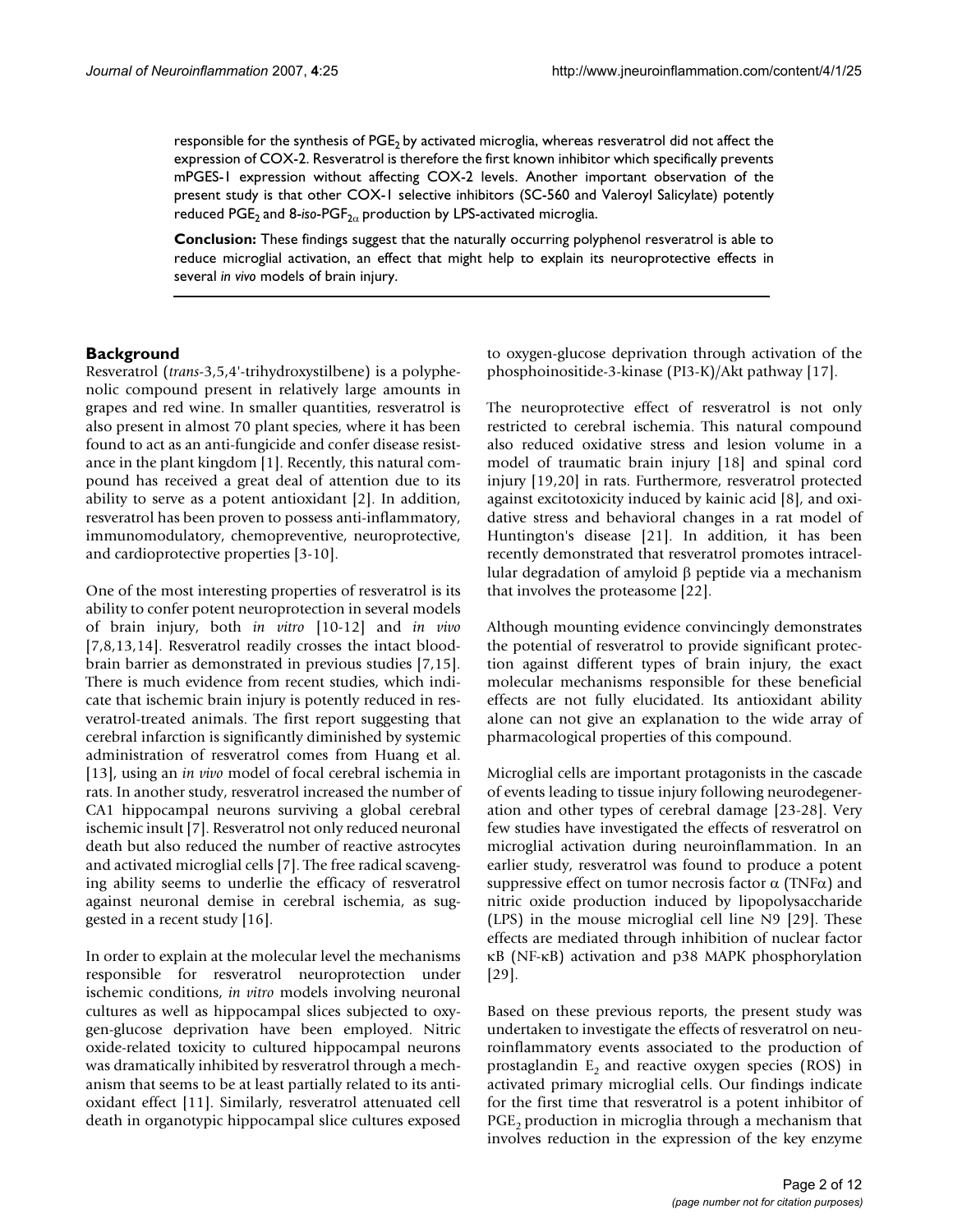responsible for the synthesis of $PGE_2$ by activated microglia, whereas resveratrol did not affect the expression of COX-2. Resveratrol is therefore the first known inhibitor which specifically prevents mPGES-1 expression without affecting COX-2 levels. Another important observation of the present study is that other COX-1 selective inhibitors (SC-560 and Valeroyl Salicylate) potently reduced $PGE_2$ and 8-*iso*-$PGF_{2\alpha}$ production by LPS-activated microglia.

**Conclusion:** These findings suggest that the naturally occurring polyphenol resveratrol is able to reduce microglial activation, an effect that might help to explain its neuroprotective effects in several *in vivo* models of brain injury.

## Background

Resveratrol (*trans*-3,5,4'-trihydroxystilbene) is a polyphenolic compound present in relatively large amounts in grapes and red wine. In smaller quantities, resveratrol is also present in almost 70 plant species, where it has been found to act as an anti-fungicide and confer disease resistance in the plant kingdom [1]. Recently, this natural compound has received a great deal of attention due to its ability to serve as a potent antioxidant [2]. In addition, resveratrol has been proven to possess anti-inflammatory, immunomodulatory, chemopreventive, neuroprotective, and cardioprotective properties [3-10].

One of the most interesting properties of resveratrol is its ability to confer potent neuroprotection in several models of brain injury, both *in vitro* [10-12] and *in vivo* [7,8,13,14]. Resveratrol readily crosses the intact blood-brain barrier as demonstrated in previous studies [7,15]. There is much evidence from recent studies, which indicate that ischemic brain injury is potently reduced in resveratrol-treated animals. The first report suggesting that cerebral infarction is significantly diminished by systemic administration of resveratrol comes from Huang et al. [13], using an *in vivo* model of focal cerebral ischemia in rats. In another study, resveratrol increased the number of CA1 hippocampal neurons surviving a global cerebral ischemic insult [7]. Resveratrol not only reduced neuronal death but also reduced the number of reactive astrocytes and activated microglial cells [7]. The free radical scavenging ability seems to underlie the efficacy of resveratrol against neuronal demise in cerebral ischemia, as suggested in a recent study [16].

In order to explain at the molecular level the mechanisms responsible for resveratrol neuroprotection under ischemic conditions, *in vitro* models involving neuronal cultures as well as hippocampal slices subjected to oxygen-glucose deprivation have been employed. Nitric oxide-related toxicity to cultured hippocampal neurons was dramatically inhibited by resveratrol through a mechanism that seems to be at least partially related to its antioxidant effect [11]. Similarly, resveratrol attenuated cell death in organotypic hippocampal slice cultures exposed to oxygen-glucose deprivation through activation of the phosphoinositide-3-kinase (PI3-K)/Akt pathway [17].

The neuroprotective effect of resveratrol is not only restricted to cerebral ischemia. This natural compound also reduced oxidative stress and lesion volume in a model of traumatic brain injury [18] and spinal cord injury [19,20] in rats. Furthermore, resveratrol protected against excitotoxicity induced by kainic acid [8], and oxidative stress and behavioral changes in a rat model of Huntington's disease [21]. In addition, it has been recently demonstrated that resveratrol promotes intracellular degradation of amyloid β peptide via a mechanism that involves the proteasome [22].

Although mounting evidence convincingly demonstrates the potential of resveratrol to provide significant protection against different types of brain injury, the exact molecular mechanisms responsible for these beneficial effects are not fully elucidated. Its antioxidant ability alone can not give an explanation to the wide array of pharmacological properties of this compound.

Microglial cells are important protagonists in the cascade of events leading to tissue injury following neurodegeneration and other types of cerebral damage [23-28]. Very few studies have investigated the effects of resveratrol on microglial activation during neuroinflammation. In an earlier study, resveratrol was found to produce a potent suppressive effect on tumor necrosis factor α (TNFα) and nitric oxide production induced by lipopolysaccharide (LPS) in the mouse microglial cell line N9 [29]. These effects are mediated through inhibition of nuclear factor κB (NF-κB) activation and p38 MAPK phosphorylation [29].

Based on these previous reports, the present study was undertaken to investigate the effects of resveratrol on neuroinflammatory events associated to the production of prostaglandin $E_2$ and reactive oxygen species (ROS) in activated primary microglial cells. Our findings indicate for the first time that resveratrol is a potent inhibitor of $PGE_2$ production in microglia through a mechanism that involves reduction in the expression of the key enzyme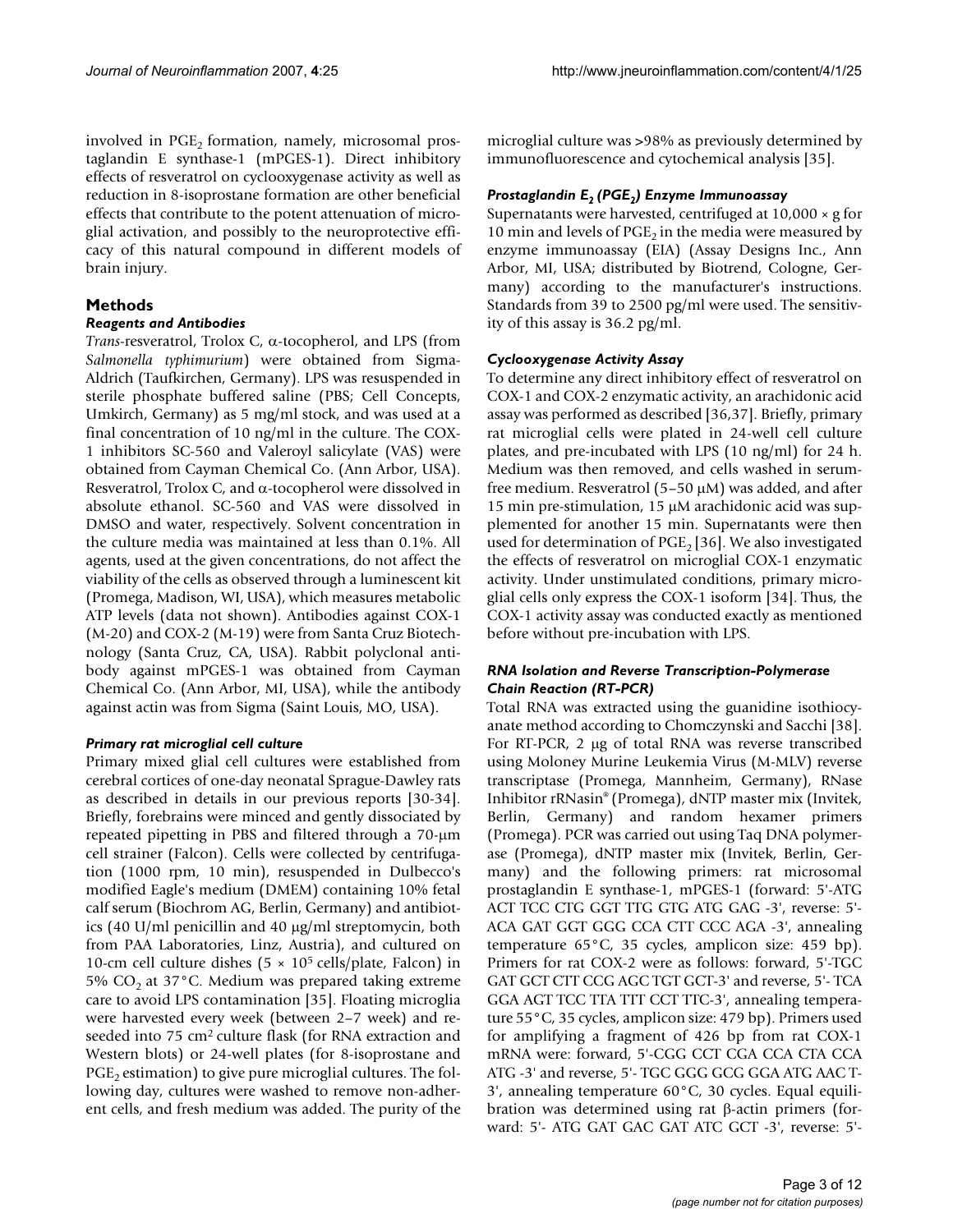involved in $PGE_2$ formation, namely, microsomal prostaglandin E synthase-1 (mPGES-1). Direct inhibitory effects of resveratrol on cyclooxygenase activity as well as reduction in 8-isoprostane formation are other beneficial effects that contribute to the potent attenuation of microglial activation, and possibly to the neuroprotective efficacy of this natural compound in different models of brain injury.

## Methods

### Reagents and Antibodies

*Trans*-resveratrol, Trolox C, α-tocopherol, and LPS (from *Salmonella typhimurium*) were obtained from Sigma-Aldrich (Taufkirchen, Germany). LPS was resuspended in sterile phosphate buffered saline (PBS; Cell Concepts, Umkirch, Germany) as 5 mg/ml stock, and was used at a final concentration of 10 ng/ml in the culture. The COX-1 inhibitors SC-560 and Valeroyl salicylate (VAS) were obtained from Cayman Chemical Co. (Ann Arbor, USA). Resveratrol, Trolox C, and α-tocopherol were dissolved in absolute ethanol. SC-560 and VAS were dissolved in DMSO and water, respectively. Solvent concentration in the culture media was maintained at less than 0.1%. All agents, used at the given concentrations, do not affect the viability of the cells as observed through a luminescent kit (Promega, Madison, WI, USA), which measures metabolic ATP levels (data not shown). Antibodies against COX-1 (M-20) and COX-2 (M-19) were from Santa Cruz Biotechnology (Santa Cruz, CA, USA). Rabbit polyclonal antibody against mPGES-1 was obtained from Cayman Chemical Co. (Ann Arbor, MI, USA), while the antibody against actin was from Sigma (Saint Louis, MO, USA).

### Primary rat microglial cell culture

Primary mixed glial cell cultures were established from cerebral cortices of one-day neonatal Sprague-Dawley rats as described in details in our previous reports [30-34]. Briefly, forebrains were minced and gently dissociated by repeated pipetting in PBS and filtered through a 70-μm cell strainer (Falcon). Cells were collected by centrifugation (1000 rpm, 10 min), resuspended in Dulbecco's modified Eagle's medium (DMEM) containing 10% fetal calf serum (Biochrom AG, Berlin, Germany) and antibiotics (40 U/ml penicillin and 40 μg/ml streptomycin, both from PAA Laboratories, Linz, Austria), and cultured on 10-cm cell culture dishes ($5 \times 10^5$ cells/plate, Falcon) in 5% $CO_2$ at 37°C. Medium was prepared taking extreme care to avoid LPS contamination [35]. Floating microglia were harvested every week (between 2–7 week) and re-seeded into 75 $cm^2$ culture flask (for RNA extraction and Western blots) or 24-well plates (for 8-isoprostane and $PGE_2$ estimation) to give pure microglial cultures. The following day, cultures were washed to remove non-adherent cells, and fresh medium was added. The purity of the microglial culture was >98% as previously determined by immunofluorescence and cytochemical analysis [35].

### Prostaglandin $E_2$ ($PGE_2$) Enzyme Immunoassay

Supernatants were harvested, centrifuged at 10,000 × g for 10 min and levels of $PGE_2$ in the media were measured by enzyme immunoassay (EIA) (Assay Designs Inc., Ann Arbor, MI, USA; distributed by Biotrend, Cologne, Germany) according to the manufacturer's instructions. Standards from 39 to 2500 pg/ml were used. The sensitivity of this assay is 36.2 pg/ml.

### Cyclooxygenase Activity Assay

To determine any direct inhibitory effect of resveratrol on COX-1 and COX-2 enzymatic activity, an arachidonic acid assay was performed as described [36,37]. Briefly, primary rat microglial cells were plated in 24-well cell culture plates, and pre-incubated with LPS (10 ng/ml) for 24 h. Medium was then removed, and cells washed in serum-free medium. Resveratrol (5–50 μM) was added, and after 15 min pre-stimulation, 15 μM arachidonic acid was supplemented for another 15 min. Supernatants were then used for determination of $PGE_2$ [36]. We also investigated the effects of resveratrol on microglial COX-1 enzymatic activity. Under unstimulated conditions, primary microglial cells only express the COX-1 isoform [34]. Thus, the COX-1 activity assay was conducted exactly as mentioned before without pre-incubation with LPS.

### RNA Isolation and Reverse Transcription-Polymerase Chain Reaction (RT-PCR)

Total RNA was extracted using the guanidine isothiocyanate method according to Chomczynski and Sacchi [38]. For RT-PCR, 2 μg of total RNA was reverse transcribed using Moloney Murine Leukemia Virus (M-MLV) reverse transcriptase (Promega, Mannheim, Germany), RNase Inhibitor rRNasin® (Promega), dNTP master mix (Invitek, Berlin, Germany) and random hexamer primers (Promega). PCR was carried out using Taq DNA polymerase (Promega), dNTP master mix (Invitek, Berlin, Germany) and the following primers: rat microsomal prostaglandin E synthase-1, mPGES-1 (forward: 5'-ATG ACT TCC CTG GGT TTG GTG ATG GAG -3', reverse: 5'-ACA GAT GGT GGG CCA CTT CCC AGA -3', annealing temperature 65°C, 35 cycles, amplicon size: 459 bp). Primers for rat COX-2 were as follows: forward, 5'-TGC GAT GCT CTT CCG AGC TGT GCT-3' and reverse, 5'- TCA GGA AGT TCC TTA TTT CCT TTC-3', annealing temperature 55°C, 35 cycles, amplicon size: 479 bp). Primers used for amplifying a fragment of 426 bp from rat COX-1 mRNA were: forward, 5'-CGG CCT CGA CCA CTA CCA ATG -3' and reverse, 5'- TGC GGG GCG GGA ATG AAC T-3', annealing temperature 60°C, 30 cycles. Equal equilibration was determined using rat β-actin primers (forward: 5'- ATG GAT GAC GAT ATC GCT -3', reverse: 5'-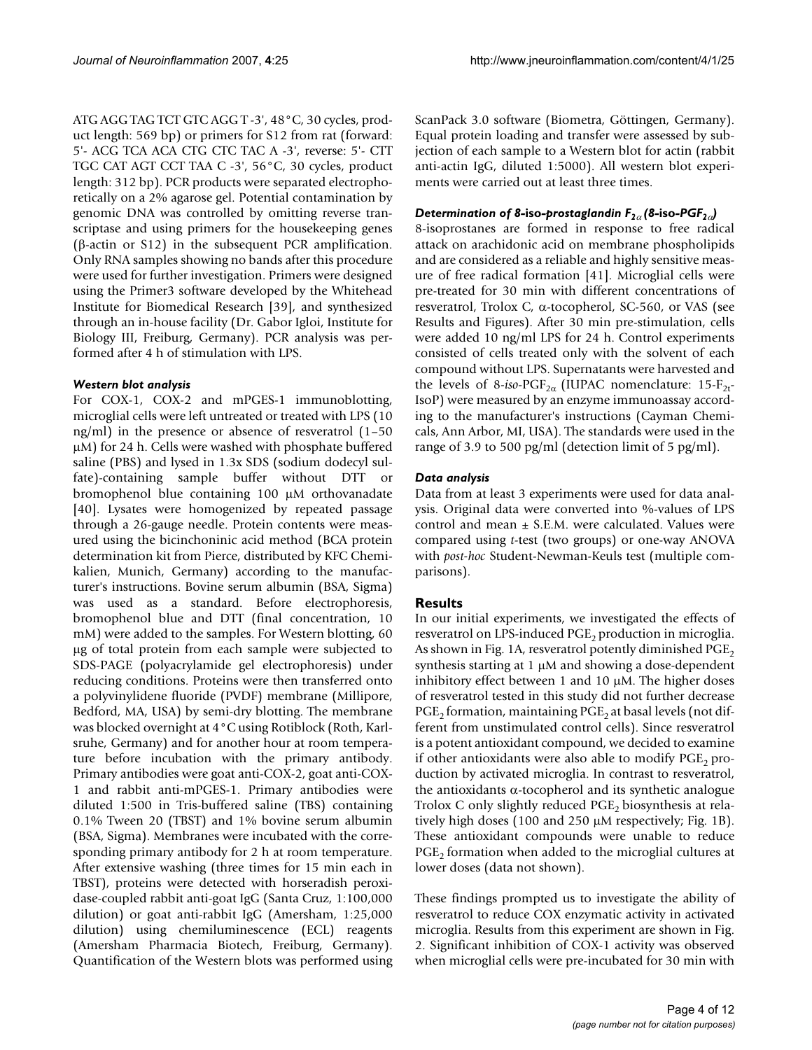ATG AGG TAG TCT GTC AGG T -3', 48°C, 30 cycles, product length: 569 bp) or primers for S12 from rat (forward: 5'- ACG TCA ACA CTG CTC TAC A -3', reverse: 5'- CTT TGC CAT AGT CCT TAA C -3', 56°C, 30 cycles, product length: 312 bp). PCR products were separated electrophoretically on a 2% agarose gel. Potential contamination by genomic DNA was controlled by omitting reverse transcriptase and using primers for the housekeeping genes (β-actin or S12) in the subsequent PCR amplification. Only RNA samples showing no bands after this procedure were used for further investigation. Primers were designed using the Primer3 software developed by the Whitehead Institute for Biomedical Research [39], and synthesized through an in-house facility (Dr. Gabor Igloi, Institute for Biology III, Freiburg, Germany). PCR analysis was performed after 4 h of stimulation with LPS.

### *Western blot analysis*

For COX-1, COX-2 and mPGES-1 immunoblotting, microglial cells were left untreated or treated with LPS (10 ng/ml) in the presence or absence of resveratrol (1–50 μM) for 24 h. Cells were washed with phosphate buffered saline (PBS) and lysed in 1.3x SDS (sodium dodecyl sulfate)-containing sample buffer without DTT or bromophenol blue containing 100 μM orthovanadate [40]. Lysates were homogenized by repeated passage through a 26-gauge needle. Protein contents were measured using the bicinchoninic acid method (BCA protein determination kit from Pierce, distributed by KFC Chemikalien, Munich, Germany) according to the manufacturer's instructions. Bovine serum albumin (BSA, Sigma) was used as a standard. Before electrophoresis, bromophenol blue and DTT (final concentration, 10 mM) were added to the samples. For Western blotting, 60 μg of total protein from each sample were subjected to SDS-PAGE (polyacrylamide gel electrophoresis) under reducing conditions. Proteins were then transferred onto a polyvinylidene fluoride (PVDF) membrane (Millipore, Bedford, MA, USA) by semi-dry blotting. The membrane was blocked overnight at 4°C using Rotiblock (Roth, Karlsruhe, Germany) and for another hour at room temperature before incubation with the primary antibody. Primary antibodies were goat anti-COX-2, goat anti-COX-1 and rabbit anti-mPGES-1. Primary antibodies were diluted 1:500 in Tris-buffered saline (TBS) containing 0.1% Tween 20 (TBST) and 1% bovine serum albumin (BSA, Sigma). Membranes were incubated with the corresponding primary antibody for 2 h at room temperature. After extensive washing (three times for 15 min each in TBST), proteins were detected with horseradish peroxidase-coupled rabbit anti-goat IgG (Santa Cruz, 1:100,000 dilution) or goat anti-rabbit IgG (Amersham, 1:25,000 dilution) using chemiluminescence (ECL) reagents (Amersham Pharmacia Biotech, Freiburg, Germany). Quantification of the Western blots was performed using ScanPack 3.0 software (Biometra, Göttingen, Germany). Equal protein loading and transfer were assessed by subjection of each sample to a Western blot for actin (rabbit anti-actin IgG, diluted 1:5000). All western blot experiments were carried out at least three times.

### *Determination of 8-iso-prostaglandin $F_{2\alpha}$ (8-iso-$PGF_{2\alpha}$)*

8-isoprostanes are formed in response to free radical attack on arachidonic acid on membrane phospholipids and are considered as a reliable and highly sensitive measure of free radical formation [41]. Microglial cells were pre-treated for 30 min with different concentrations of resveratrol, Trolox C, α-tocopherol, SC-560, or VAS (see Results and Figures). After 30 min pre-stimulation, cells were added 10 ng/ml LPS for 24 h. Control experiments consisted of cells treated only with the solvent of each compound without LPS. Supernatants were harvested and the levels of 8-*iso*-$PGF_{2\alpha}$ (IUPAC nomenclature: 15-$F_{2t}$-IsoP) were measured by an enzyme immunoassay according to the manufacturer's instructions (Cayman Chemicals, Ann Arbor, MI, USA). The standards were used in the range of 3.9 to 500 pg/ml (detection limit of 5 pg/ml).

### *Data analysis*

Data from at least 3 experiments were used for data analysis. Original data were converted into %-values of LPS control and mean ± S.E.M. were calculated. Values were compared using *t*-test (two groups) or one-way ANOVA with *post-hoc* Student-Newman-Keuls test (multiple comparisons).

## Results

In our initial experiments, we investigated the effects of resveratrol on LPS-induced $PGE_2$ production in microglia. As shown in Fig. 1A, resveratrol potently diminished $PGE_2$ synthesis starting at 1 μM and showing a dose-dependent inhibitory effect between 1 and 10 μM. The higher doses of resveratrol tested in this study did not further decrease $PGE_2$ formation, maintaining $PGE_2$ at basal levels (not different from unstimulated control cells). Since resveratrol is a potent antioxidant compound, we decided to examine if other antioxidants were also able to modify $PGE_2$ production by activated microglia. In contrast to resveratrol, the antioxidants α-tocopherol and its synthetic analogue Trolox C only slightly reduced $PGE_2$ biosynthesis at relatively high doses (100 and 250 μM respectively; Fig. 1B). These antioxidant compounds were unable to reduce $PGE_2$ formation when added to the microglial cultures at lower doses (data not shown).

These findings prompted us to investigate the ability of resveratrol to reduce COX enzymatic activity in activated microglia. Results from this experiment are shown in Fig. 2. Significant inhibition of COX-1 activity was observed when microglial cells were pre-incubated for 30 min with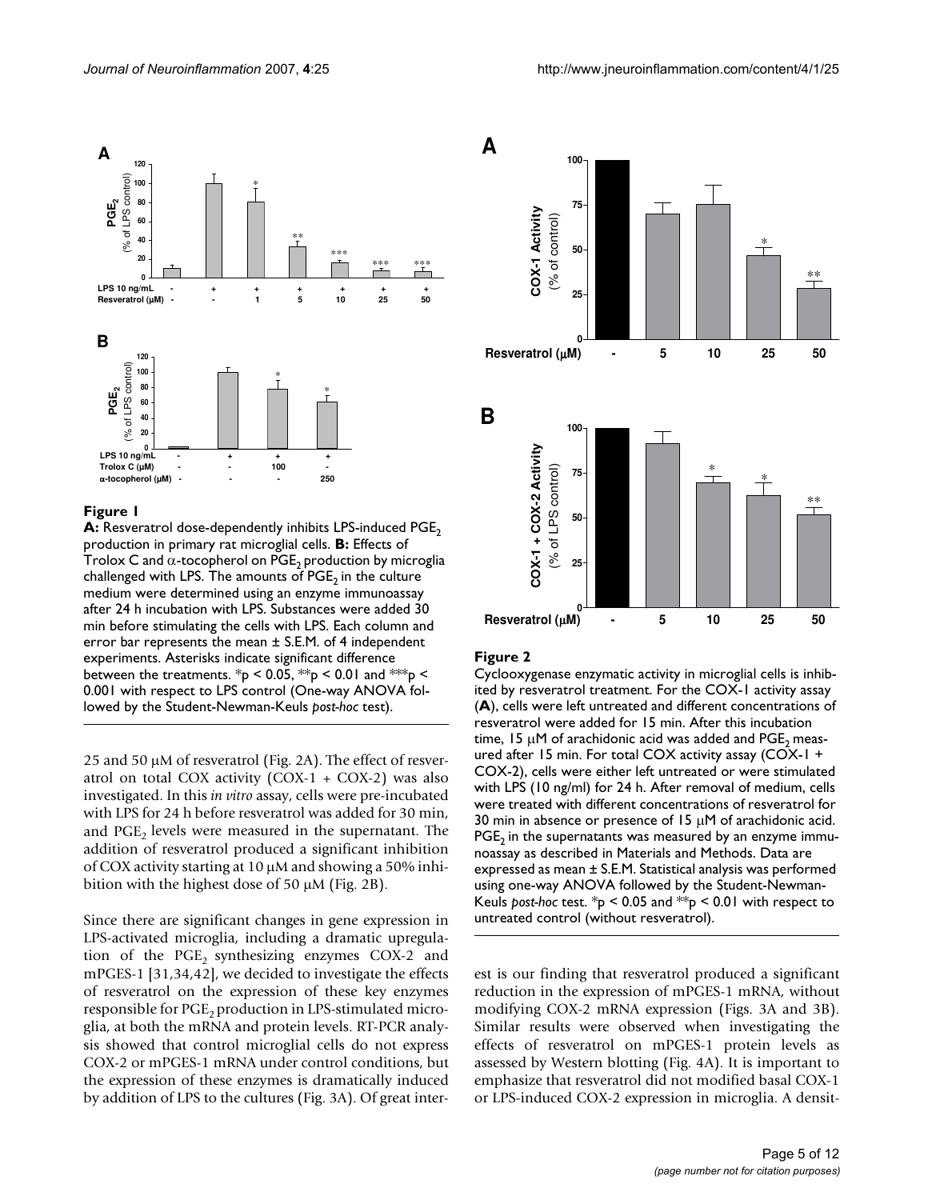**Figure 1**

**A:** Resveratrol dose-dependently inhibits LPS-induced $PGE_2$ production in primary rat microglial cells. **B:** Effects of Trolox C and $\alpha$-tocopherol on $PGE_2$ production by microglia challenged with LPS. The amounts of $PGE_2$ in the culture medium were determined using an enzyme immunoassay after 24 h incubation with LPS. Substances were added 30 min before stimulating the cells with LPS. Each column and error bar represents the mean ± S.E.M. of 4 independent experiments. Asterisks indicate significant difference between the treatments. $^*p < 0.05$, $^{**}p < 0.01$ and $^{***}p < 0.001$ with respect to LPS control (One-way ANOVA followed by the Student-Newman-Keuls *post-hoc* test).

25 and 50 μM of resveratrol (Fig. 2A). The effect of resveratrol on total COX activity (COX-1 + COX-2) was also investigated. In this *in vitro* assay, cells were pre-incubated with LPS for 24 h before resveratrol was added for 30 min, and $PGE_2$ levels were measured in the supernatant. The addition of resveratrol produced a significant inhibition of COX activity starting at 10 μM and showing a 50% inhibition with the highest dose of 50 μM (Fig. 2B).

Since there are significant changes in gene expression in LPS-activated microglia, including a dramatic upregulation of the $PGE_2$ synthesizing enzymes COX-2 and mPGES-1 [31,34,42], we decided to investigate the effects of resveratrol on the expression of these key enzymes responsible for $PGE_2$ production in LPS-stimulated microglia, at both the mRNA and protein levels. RT-PCR analysis showed that control microglial cells do not express COX-2 or mPGES-1 mRNA under control conditions, but the expression of these enzymes is dramatically induced by addition of LPS to the cultures (Fig. 3A). Of great interest is our finding that resveratrol produced a significant reduction in the expression of mPGES-1 mRNA, without modifying COX-2 mRNA expression (Figs. 3A and 3B). Similar results were observed when investigating the effects of resveratrol on mPGES-1 protein levels as assessed by Western blotting (Fig. 4A). It is important to emphasize that resveratrol did not modified basal COX-1 or LPS-induced COX-2 expression in microglia. A densit-

**Figure 2**

Cyclooxygenase enzymatic activity in microglial cells is inhibited by resveratrol treatment. For the COX-1 activity assay (**A**), cells were left untreated and different concentrations of resveratrol were added for 15 min. After this incubation time, 15 μM of arachidonic acid was added and $PGE_2$ measured after 15 min. For total COX activity assay (COX-1 + COX-2), cells were either left untreated or were stimulated with LPS (10 ng/ml) for 24 h. After removal of medium, cells were treated with different concentrations of resveratrol for 30 min in absence or presence of 15 μM of arachidonic acid. $PGE_2$ in the supernatants was measured by an enzyme immunoassay as described in Materials and Methods. Data are expressed as mean ± S.E.M. Statistical analysis was performed using one-way ANOVA followed by the Student-Newman-Keuls *post-hoc* test. $^*p < 0.05$ and $^{**}p < 0.01$ with respect to untreated control (without resveratrol).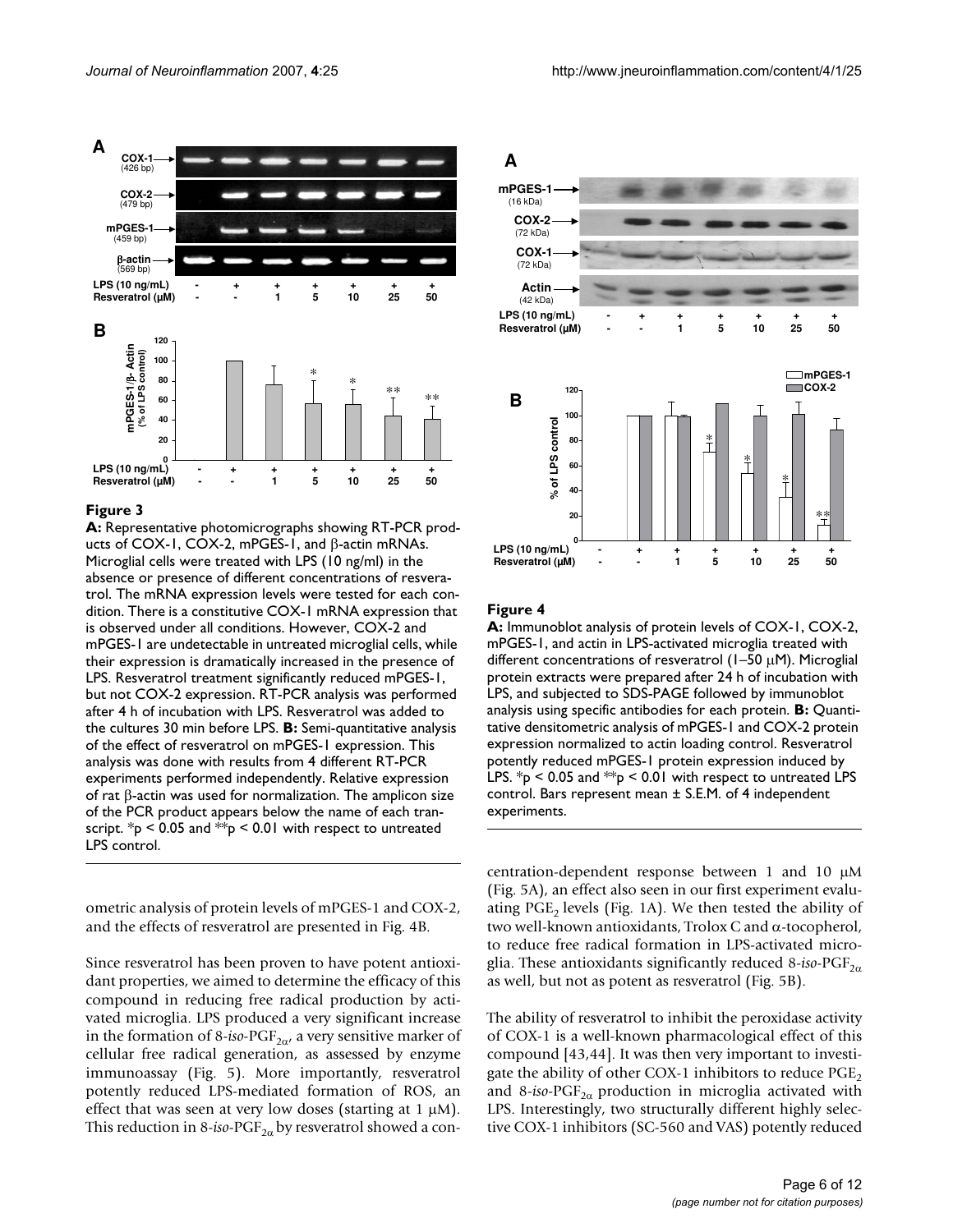**Figure 3**

**A:** Representative photomicrographs showing RT-PCR products of COX-1, COX-2, mPGES-1, and β-actin mRNAs. Microglial cells were treated with LPS (10 ng/ml) in the absence or presence of different concentrations of resveratrol. The mRNA expression levels were tested for each condition. There is a constitutive COX-1 mRNA expression that is observed under all conditions. However, COX-2 and mPGES-1 are undetectable in untreated microglial cells, while their expression is dramatically increased in the presence of LPS. Resveratrol treatment significantly reduced mPGES-1, but not COX-2 expression. RT-PCR analysis was performed after 4 h of incubation with LPS. Resveratrol was added to the cultures 30 min before LPS. **B:** Semi-quantitative analysis of the effect of resveratrol on mPGES-1 expression. This analysis was done with results from 4 different RT-PCR experiments performed independently. Relative expression of rat β-actin was used for normalization. The amplicon size of the PCR product appears below the name of each transcript. $*p < 0.05$ and $**p < 0.01$ with respect to untreated LPS control.

**Figure 4**

**A:** Immunoblot analysis of protein levels of COX-1, COX-2, mPGES-1, and actin in LPS-activated microglia treated with different concentrations of resveratrol (1–50 μM). Microglial protein extracts were prepared after 24 h of incubation with LPS, and subjected to SDS-PAGE followed by immunoblot analysis using specific antibodies for each protein. **B:** Quantitative densitometric analysis of mPGES-1 and COX-2 protein expression normalized to actin loading control. Resveratrol potently reduced mPGES-1 protein expression induced by LPS. $*p < 0.05$ and $**p < 0.01$ with respect to untreated LPS control. Bars represent mean ± S.E.M. of 4 independent experiments.

ometric analysis of protein levels of mPGES-1 and COX-2, and the effects of resveratrol are presented in Fig. 4B.

Since resveratrol has been proven to have potent antioxidant properties, we aimed to determine the efficacy of this compound in reducing free radical production by activated microglia. LPS produced a very significant increase in the formation of 8-*iso*-$PGF_{2\alpha}$, a very sensitive marker of cellular free radical generation, as assessed by enzyme immunoassay (Fig. 5). More importantly, resveratrol potently reduced LPS-mediated formation of ROS, an effect that was seen at very low doses (starting at 1 μM). This reduction in 8-*iso*-$PGF_{2\alpha}$ by resveratrol showed a concentration-dependent response between 1 and 10 μM (Fig. 5A), an effect also seen in our first experiment evaluating $PGE_2$ levels (Fig. 1A). We then tested the ability of two well-known antioxidants, Trolox C and α-tocopherol, to reduce free radical formation in LPS-activated microglia. These antioxidants significantly reduced 8-*iso*-$PGF_{2\alpha}$ as well, but not as potent as resveratrol (Fig. 5B).

The ability of resveratrol to inhibit the peroxidase activity of COX-1 is a well-known pharmacological effect of this compound [43,44]. It was then very important to investigate the ability of other COX-1 inhibitors to reduce $PGE_2$ and 8-*iso*-$PGF_{2\alpha}$ production in microglia activated with LPS. Interestingly, two structurally different highly selective COX-1 inhibitors (SC-560 and VAS) potently reduced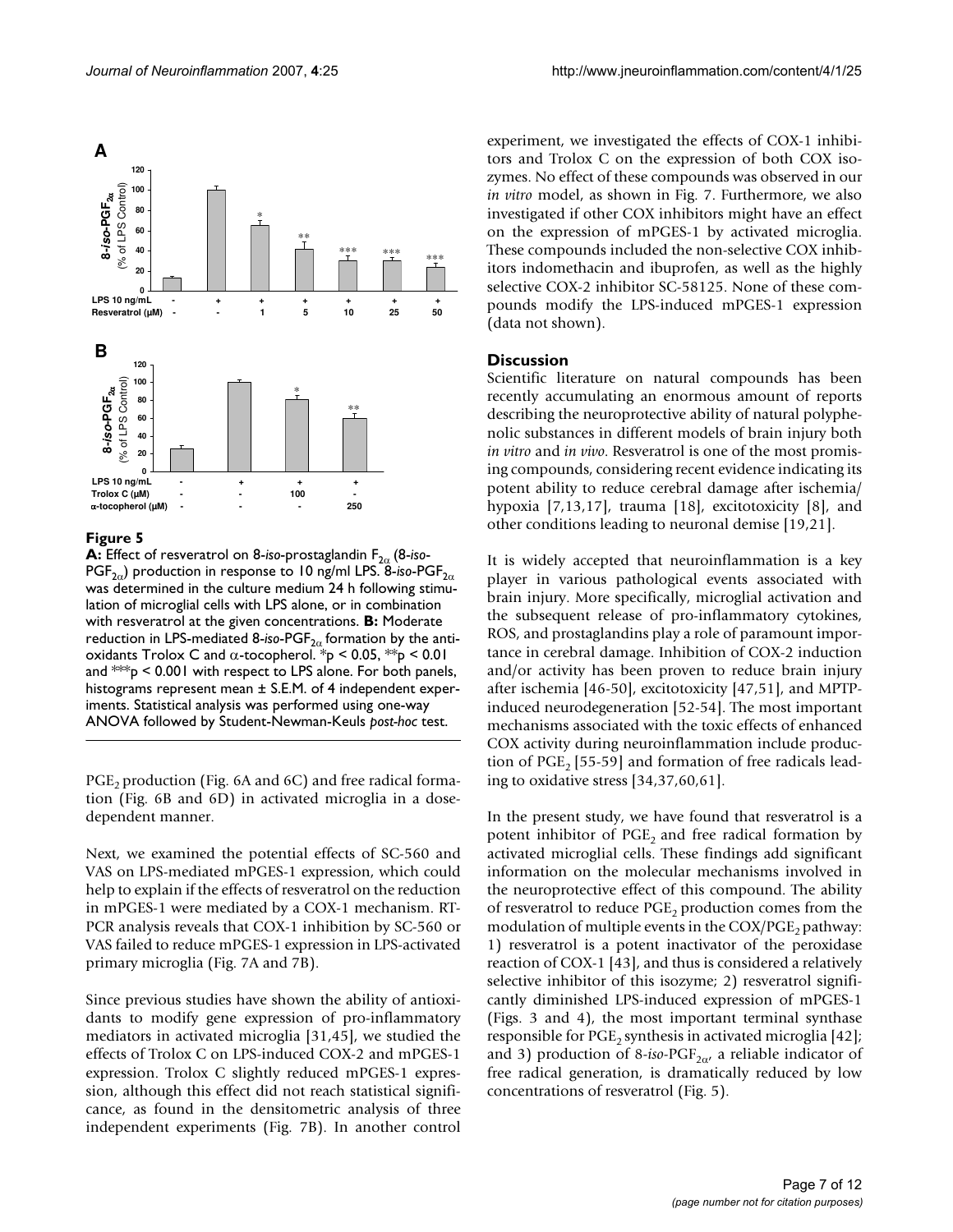**Figure 5**

**A:** Effect of resveratrol on 8-*iso*-prostaglandin $F_{2\alpha}$ (8-*iso*-$PGF_{2\alpha}$) production in response to 10 ng/ml LPS. 8-*iso*-$PGF_{2\alpha}$ was determined in the culture medium 24 h following stimulation of microglial cells with LPS alone, or in combination with resveratrol at the given concentrations. **B:** Moderate reduction in LPS-mediated 8-*iso*-$PGF_{2\alpha}$ formation by the antioxidants Trolox C and α-tocopherol. *$p < 0.05$, **$p < 0.01$ and ***$p < 0.001$ with respect to LPS alone. For both panels, histograms represent mean ± S.E.M. of 4 independent experiments. Statistical analysis was performed using one-way ANOVA followed by Student-Newman-Keuls *post-hoc* test.

$PGE_2$ production (Fig. 6A and 6C) and free radical formation (Fig. 6B and 6D) in activated microglia in a dose-dependent manner.

Next, we examined the potential effects of SC-560 and VAS on LPS-mediated mPGES-1 expression, which could help to explain if the effects of resveratrol on the reduction in mPGES-1 were mediated by a COX-1 mechanism. RT-PCR analysis reveals that COX-1 inhibition by SC-560 or VAS failed to reduce mPGES-1 expression in LPS-activated primary microglia (Fig. 7A and 7B).

Since previous studies have shown the ability of antioxidants to modify gene expression of pro-inflammatory mediators in activated microglia [31,45], we studied the effects of Trolox C on LPS-induced COX-2 and mPGES-1 expression. Trolox C slightly reduced mPGES-1 expression, although this effect did not reach statistical significance, as found in the densitometric analysis of three independent experiments (Fig. 7B). In another control experiment, we investigated the effects of COX-1 inhibitors and Trolox C on the expression of both COX isozymes. No effect of these compounds was observed in our *in vitro* model, as shown in Fig. 7. Furthermore, we also investigated if other COX inhibitors might have an effect on the expression of mPGES-1 by activated microglia. These compounds included the non-selective COX inhibitors indomethacin and ibuprofen, as well as the highly selective COX-2 inhibitor SC-58125. None of these compounds modify the LPS-induced mPGES-1 expression (data not shown).

## Discussion

Scientific literature on natural compounds has been recently accumulating an enormous amount of reports describing the neuroprotective ability of natural polyphenolic substances in different models of brain injury both *in vitro* and *in vivo*. Resveratrol is one of the most promising compounds, considering recent evidence indicating its potent ability to reduce cerebral damage after ischemia/hypoxia [7,13,17], trauma [18], excitotoxicity [8], and other conditions leading to neuronal demise [19,21].

It is widely accepted that neuroinflammation is a key player in various pathological events associated with brain injury. More specifically, microglial activation and the subsequent release of pro-inflammatory cytokines, ROS, and prostaglandins play a role of paramount importance in cerebral damage. Inhibition of COX-2 induction and/or activity has been proven to reduce brain injury after ischemia [46-50], excitotoxicity [47,51], and MPTP-induced neurodegeneration [52-54]. The most important mechanisms associated with the toxic effects of enhanced COX activity during neuroinflammation include production of $PGE_2$ [55-59] and formation of free radicals leading to oxidative stress [34,37,60,61].

In the present study, we have found that resveratrol is a potent inhibitor of $PGE_2$ and free radical formation by activated microglial cells. These findings add significant information on the molecular mechanisms involved in the neuroprotective effect of this compound. The ability of resveratrol to reduce $PGE_2$ production comes from the modulation of multiple events in the COX/$PGE_2$ pathway: 1) resveratrol is a potent inactivator of the peroxidase reaction of COX-1 [43], and thus is considered a relatively selective inhibitor of this isozyme; 2) resveratrol significantly diminished LPS-induced expression of mPGES-1 (Figs. 3 and 4), the most important terminal synthase responsible for $PGE_2$ synthesis in activated microglia [42]; and 3) production of 8-*iso*-$PGF_{2\alpha}$, a reliable indicator of free radical generation, is dramatically reduced by low concentrations of resveratrol (Fig. 5).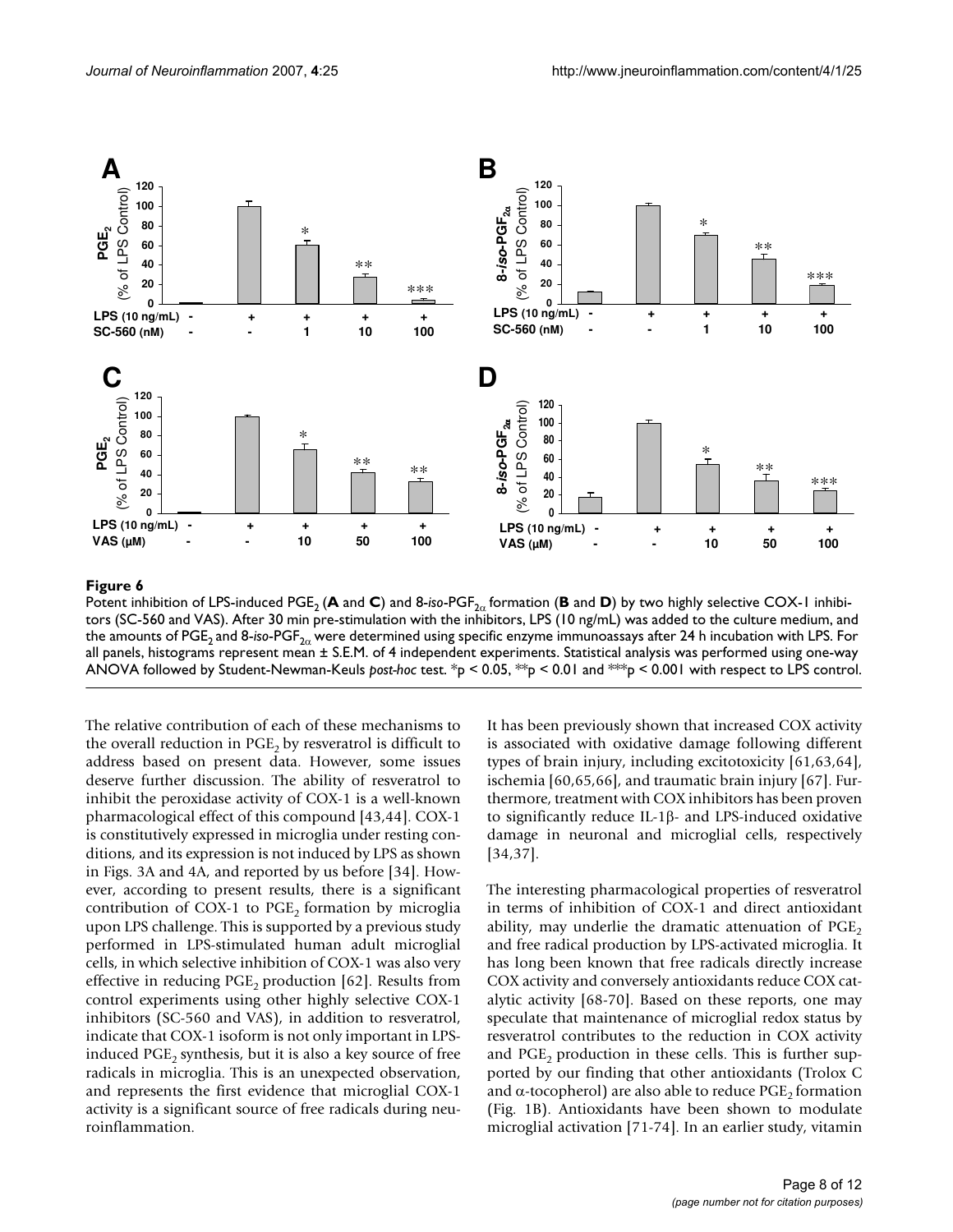**Figure 6**

Potent inhibition of LPS-induced $PGE_2$ (**A** and **C**) and 8-*iso*-$PGF_{2\alpha}$ formation (**B** and **D**) by two highly selective COX-1 inhibitors (SC-560 and VAS). After 30 min pre-stimulation with the inhibitors, LPS (10 ng/mL) was added to the culture medium, and the amounts of $PGE_2$ and 8-*iso*-$PGF_{2\alpha}$ were determined using specific enzyme immunoassays after 24 h incubation with LPS. For all panels, histograms represent mean ± S.E.M. of 4 independent experiments. Statistical analysis was performed using one-way ANOVA followed by Student-Newman-Keuls *post-hoc* test. *$p < 0.05$, **$p < 0.01$ and ***$p < 0.001$ with respect to LPS control.

The relative contribution of each of these mechanisms to the overall reduction in $PGE_2$ by resveratrol is difficult to address based on present data. However, some issues deserve further discussion. The ability of resveratrol to inhibit the peroxidase activity of COX-1 is a well-known pharmacological effect of this compound [43,44]. COX-1 is constitutively expressed in microglia under resting conditions, and its expression is not induced by LPS as shown in Figs. 3A and 4A, and reported by us before [34]. However, according to present results, there is a significant contribution of COX-1 to $PGE_2$ formation by microglia upon LPS challenge. This is supported by a previous study performed in LPS-stimulated human adult microglial cells, in which selective inhibition of COX-1 was also very effective in reducing $PGE_2$ production [62]. Results from control experiments using other highly selective COX-1 inhibitors (SC-560 and VAS), in addition to resveratrol, indicate that COX-1 isoform is not only important in LPS-induced $PGE_2$ synthesis, but it is also a key source of free radicals in microglia. This is an unexpected observation, and represents the first evidence that microglial COX-1 activity is a significant source of free radicals during neuroinflammation.

It has been previously shown that increased COX activity is associated with oxidative damage following different types of brain injury, including excitotoxicity [61,63,64], ischemia [60,65,66], and traumatic brain injury [67]. Furthermore, treatment with COX inhibitors has been proven to significantly reduce IL-1β- and LPS-induced oxidative damage in neuronal and microglial cells, respectively [34,37].

The interesting pharmacological properties of resveratrol in terms of inhibition of COX-1 and direct antioxidant ability, may underlie the dramatic attenuation of $PGE_2$ and free radical production by LPS-activated microglia. It has long been known that free radicals directly increase COX activity and conversely antioxidants reduce COX catalytic activity [68-70]. Based on these reports, one may speculate that maintenance of microglial redox status by resveratrol contributes to the reduction in COX activity and $PGE_2$ production in these cells. This is further supported by our finding that other antioxidants (Trolox C and α-tocopherol) are also able to reduce $PGE_2$ formation (Fig. 1B). Antioxidants have been shown to modulate microglial activation [71-74]. In an earlier study, vitamin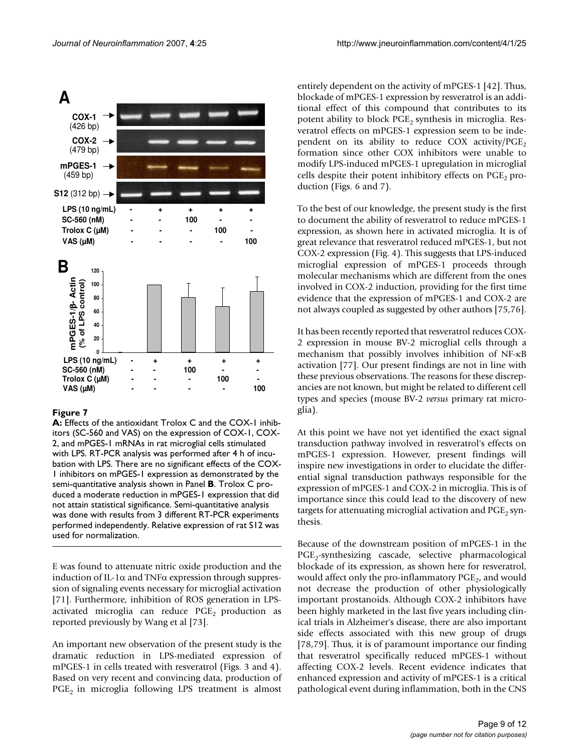**Figure 7**

**A:** Effects of the antioxidant Trolox C and the COX-1 inhibitors (SC-560 and VAS) on the expression of COX-1, COX-2, and mPGES-1 mRNAs in rat microglial cells stimulated with LPS. RT-PCR analysis was performed after 4 h of incubation with LPS. There are no significant effects of the COX-1 inhibitors on mPGES-1 expression as demonstrated by the semi-quantitative analysis shown in Panel **B**. Trolox C produced a moderate reduction in mPGES-1 expression that did not attain statistical significance. Semi-quantitative analysis was done with results from 3 different RT-PCR experiments performed independently. Relative expression of rat S12 was used for normalization.

E was found to attenuate nitric oxide production and the induction of IL-1α and TNFα expression through suppression of signaling events necessary for microglial activation [71]. Furthermore, inhibition of ROS generation in LPS-activated microglia can reduce $PGE_2$ production as reported previously by Wang et al [73].

An important new observation of the present study is the dramatic reduction in LPS-mediated expression of mPGES-1 in cells treated with resveratrol (Figs. 3 and 4). Based on very recent and convincing data, production of $PGE_2$ in microglia following LPS treatment is almost entirely dependent on the activity of mPGES-1 [42]. Thus, blockade of mPGES-1 expression by resveratrol is an additional effect of this compound that contributes to its potent ability to block $PGE_2$ synthesis in microglia. Resveratrol effects on mPGES-1 expression seem to be independent on its ability to reduce COX activity/$PGE_2$ formation since other COX inhibitors were unable to modify LPS-induced mPGES-1 upregulation in microglial cells despite their potent inhibitory effects on $PGE_2$ production (Figs. 6 and 7).

To the best of our knowledge, the present study is the first to document the ability of resveratrol to reduce mPGES-1 expression, as shown here in activated microglia. It is of great relevance that resveratrol reduced mPGES-1, but not COX-2 expression (Fig. 4). This suggests that LPS-induced microglial expression of mPGES-1 proceeds through molecular mechanisms which are different from the ones involved in COX-2 induction, providing for the first time evidence that the expression of mPGES-1 and COX-2 are not always coupled as suggested by other authors [75,76].

It has been recently reported that resveratrol reduces COX-2 expression in mouse BV-2 microglial cells through a mechanism that possibly involves inhibition of NF-κB activation [77]. Our present findings are not in line with these previous observations. The reasons for these discrepancies are not known, but might be related to different cell types and species (mouse BV-2 *versus* primary rat microglia).

At this point we have not yet identified the exact signal transduction pathway involved in resveratrol's effects on mPGES-1 expression. However, present findings will inspire new investigations in order to elucidate the differential signal transduction pathways responsible for the expression of mPGES-1 and COX-2 in microglia. This is of importance since this could lead to the discovery of new targets for attenuating microglial activation and $PGE_2$ synthesis.

Because of the downstream position of mPGES-1 in the $PGE_2$-synthesizing cascade, selective pharmacological blockade of its expression, as shown here for resveratrol, would affect only the pro-inflammatory $PGE_2$, and would not decrease the production of other physiologically important prostanoids. Although COX-2 inhibitors have been highly marketed in the last five years including clinical trials in Alzheimer's disease, there are also important side effects associated with this new group of drugs [78,79]. Thus, it is of paramount importance our finding that resveratrol specifically reduced mPGES-1 without affecting COX-2 levels. Recent evidence indicates that enhanced expression and activity of mPGES-1 is a critical pathological event during inflammation, both in the CNS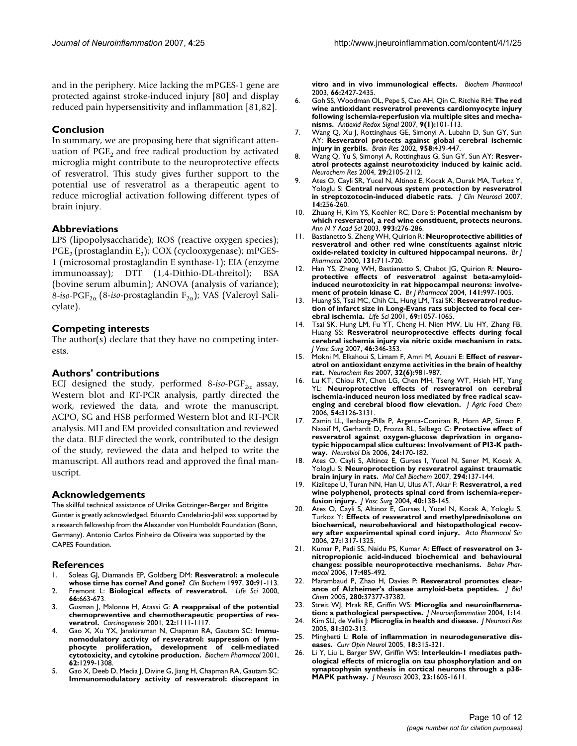and in the periphery. Mice lacking the mPGES-1 gene are protected against stroke-induced injury [80] and display reduced pain hypersensitivity and inflammation [81,82].

## Conclusion

In summary, we are proposing here that significant attenuation of $PGE_2$ and free radical production by activated microglia might contribute to the neuroprotective effects of resveratrol. This study gives further support to the potential use of resveratrol as a therapeutic agent to reduce microglial activation following different types of brain injury.

## Abbreviations

LPS (lipopolysaccharide); ROS (reactive oxygen species); $PGE_2$ (prostaglandin $E_2$); COX (cyclooxygenase); mPGES-1 (microsomal prostaglandin E synthase-1); EIA (enzyme immunoassay); DTT (1,4-Dithio-DL-threitol); BSA (bovine serum albumin); ANOVA (analysis of variance); 8-*iso*-$PGF_{2\alpha}$ (8-*iso*-prostaglandin $F_{2\alpha}$); VAS (Valeroyl Salicylate).

## Competing interests

The author(s) declare that they have no competing interests.

## Authors' contributions

ECJ designed the study, performed 8-*iso*-$PGF_{2\alpha}$ assay, Western blot and RT-PCR analysis, partly directed the work, reviewed the data, and wrote the manuscript. ACPO, SG and HSB performed Western blot and RT-PCR analysis. MH and EM provided consultation and reviewed the data. BLF directed the work, contributed to the design of the study, reviewed the data and helped to write the manuscript. All authors read and approved the final manuscript.

## Acknowledgements

The skillful technical assistance of Ulrike Götzinger-Berger and Brigitte Günter is greatly acknowledged. Eduardo Candelario-Jalil was supported by a research fellowship from the Alexander von Humboldt Foundation (Bonn, Germany). Antonio Carlos Pinheiro de Oliveira was supported by the CAPES Foundation.

## References

1. Soleas GJ, Diamandis EP, Goldberg DM: **Resveratrol: a molecule whose time has come? And gone?** *Clin Biochem* 1997, **30:**91-113.
2. Fremont L: **Biological effects of resveratrol.** *Life Sci* 2000, **66:**663-673.
3. Gusman J, Malonne H, Atassi G: **A reappraisal of the potential chemopreventive and chemotherapeutic properties of resveratrol.** *Carcinogenesis* 2001, **22:**1111-1117.
4. Gao X, Xu YX, Janakiraman N, Chapman RA, Gautam SC: **Immunomodulatory activity of resveratrol: suppression of lymphocyte proliferation, development of cell-mediated cytotoxicity, and cytokine production.** *Biochem Pharmacol* 2001, **62:**1299-1308.
5. Gao X, Deeb D, Media J, Divine G, Jiang H, Chapman RA, Gautam SC: **Immunomodulatory activity of resveratrol: discrepant in vitro and in vivo immunological effects.** *Biochem Pharmacol* 2003, **66:**2427-2435.
6. Goh SS, Woodman OL, Pepe S, Cao AH, Qin C, Ritchie RH: **The red wine antioxidant resveratrol prevents cardiomyocyte injury following ischemia-reperfusion via multiple sites and mechanisms.** *Antioxid Redox Signal* 2007, **9(1):**101-113.
7. Wang Q, Xu J, Rottinghaus GE, Simonyi A, Lubahn D, Sun GY, Sun AY: **Resveratrol protects against global cerebral ischemic injury in gerbils.** *Brain Res* 2002, **958:**439-447.
8. Wang Q, Yu S, Simonyi A, Rottinghaus G, Sun GY, Sun AY: **Resveratrol protects against neurotoxicity induced by kainic acid.** *Neurochem Res* 2004, **29:**2105-2112.
9. Ates O, Cayli SR, Yucel N, Altinoz E, Kocak A, Durak MA, Turkoz Y, Yologlu S: **Central nervous system protection by resveratrol in streptozotocin-induced diabetic rats.** *J Clin Neurosci* 2007, **14:**256-260.
10. Zhuang H, Kim YS, Koehler RC, Dore S: **Potential mechanism by which resveratrol, a red wine constituent, protects neurons.** *Ann N Y Acad Sci* 2003, **993:**276-286.
11. Bastianetto S, Zheng WH, Quirion R: **Neuroprotective abilities of resveratrol and other red wine constituents against nitric oxide-related toxicity in cultured hippocampal neurons.** *Br J Pharmacol* 2000, **131:**711-720.
12. Han YS, Zheng WH, Bastianetto S, Chabot JG, Quirion R: **Neuroprotective effects of resveratrol against beta-amyloid-induced neurotoxicity in rat hippocampal neurons: involvement of protein kinase C.** *Br J Pharmacol* 2004, **141:**997-1005.
13. Huang SS, Tsai MC, Chih CL, Hung LM, Tsai SK: **Resveratrol reduction of infarct size in Long-Evans rats subjected to focal cerebral ischemia.** *Life Sci* 2001, **69:**1057-1065.
14. Tsai SK, Hung LM, Fu YT, Cheng H, Nien MW, Liu HY, Zhang FB, Huang SS: **Resveratrol neuroprotective effects during focal cerebral ischemia injury via nitric oxide mechanism in rats.** *J Vasc Surg* 2007, **46:**346-353.
15. Mokni M, Elkahoui S, Limam F, Amri M, Aouani E: **Effect of resveratrol on antioxidant enzyme activities in the brain of healthy rat.** *Neurochem Res* 2007, **32(6):**981-987.
16. Lu KT, Chiou RY, Chen LG, Chen MH, Tseng WT, Hsieh HT, Yang YL: **Neuroprotective effects of resveratrol on cerebral ischemia-induced neuron loss mediated by free radical scavenging and cerebral blood flow elevation.** *J Agric Food Chem* 2006, **54:**3126-3131.
17. Zamin LL, Ilenburg-Pilla P, Argenta-Comiran R, Horn AP, Simao F, Nassif M, Gerhardt D, Frozza RL, Salbego C: **Protective effect of resveratrol against oxygen-glucose deprivation in organotypic hippocampal slice cultures: Involvement of PI3-K pathway.** *Neurobiol Dis* 2006, **24:**170-182.
18. Ates O, Cayli S, Altinoz E, Gurses I, Yucel N, Sener M, Kocak A, Yologlu S: **Neuroprotection by resveratrol against traumatic brain injury in rats.** *Mol Cell Biochem* 2007, **294:**137-144.
19. Kiziltepe U, Turan NN, Han U, Ulus AT, Akar F: **Resveratrol, a red wine polyphenol, protects spinal cord from ischemia-reperfusion injury.** *J Vasc Surg* 2004, **40:**138-145.
20. Ates O, Cayli S, Altinoz E, Gurses I, Yucel N, Kocak A, Yologlu S, Turkoz Y: **Effects of resveratrol and methylprednisolone on biochemical, neurobehavioral and histopathological recovery after experimental spinal cord injury.** *Acta Pharmacol Sin* 2006, **27:**1317-1325.
21. Kumar P, Padi SS, Naidu PS, Kumar A: **Effect of resveratrol on 3-nitropropionic acid-induced biochemical and behavioural changes: possible neuroprotective mechanisms.** *Behav Pharmacol* 2006, **17:**485-492.
22. Marambaud P, Zhao H, Davies P: **Resveratrol promotes clearance of Alzheimer's disease amyloid-beta peptides.** *J Biol Chem* 2005, **280:**37377-37382.
23. Streit WJ, Mrak RE, Griffin WS: **Microglia and neuroinflammation: a pathological perspective.** *J Neuroinflammation* 2004, **1:**14.
24. Kim SU, de Vellis J: **Microglia in health and disease.** *J Neurosci Res* 2005, **81:**302-313.
25. Minghetti L: **Role of inflammation in neurodegenerative diseases.** *Curr Opin Neurol* 2005, **18:**315-321.
26. Li Y, Liu L, Barger SW, Griffin WS: **Interleukin-1 mediates pathological effects of microglia on tau phosphorylation and on synaptophysin synthesis in cortical neurons through a p38-MAPK pathway.** *J Neurosci* 2003, **23:**1605-1611.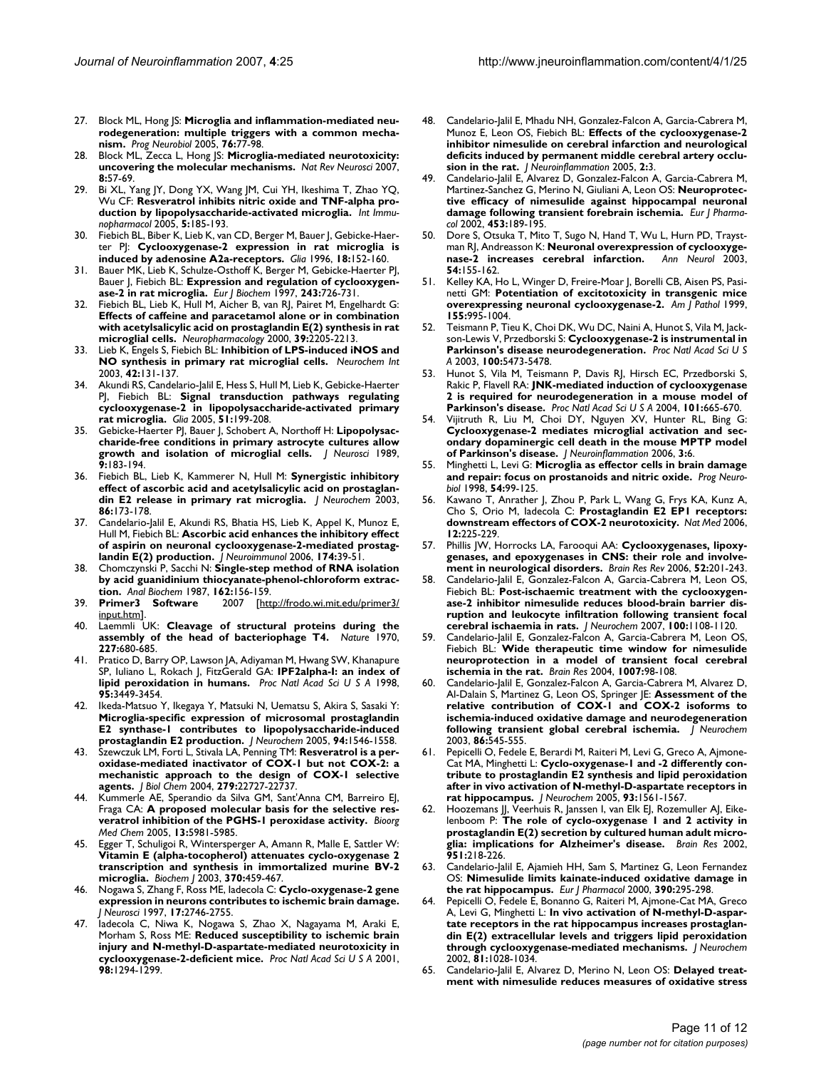27. Block ML, Hong JS: **Microglia and inflammation-mediated neurodegeneration: multiple triggers with a common mechanism.** *Prog Neurobiol* 2005, **76:**77-98.
28. Block ML, Zecca L, Hong JS: **Microglia-mediated neurotoxicity: uncovering the molecular mechanisms.** *Nat Rev Neurosci* 2007, **8:**57-69.
29. Bi XL, Yang JY, Dong YX, Wang JM, Cui YH, Ikeshima T, Zhao YQ, Wu CF: **Resveratrol inhibits nitric oxide and TNF-alpha production by lipopolysaccharide-activated microglia.** *Int Immunopharmacol* 2005, **5:**185-193.
30. Fiebich BL, Biber K, Lieb K, van CD, Berger M, Bauer J, Gebicke-Haerter PJ: **Cyclooxygenase-2 expression in rat microglia is induced by adenosine A2a-receptors.** *Glia* 1996, **18:**152-160.
31. Bauer MK, Lieb K, Schulze-Osthoff K, Berger M, Gebicke-Haerter PJ, Bauer J, Fiebich BL: **Expression and regulation of cyclooxygenase-2 in rat microglia.** *Eur J Biochem* 1997, **243:**726-731.
32. Fiebich BL, Lieb K, Hull M, Aicher B, van RJ, Pairet M, Engelhardt G: **Effects of caffeine and paracetamol alone or in combination with acetylsalicylic acid on prostaglandin E(2) synthesis in rat microglial cells.** *Neuropharmacology* 2000, **39:**2205-2213.
33. Lieb K, Engels S, Fiebich BL: **Inhibition of LPS-induced iNOS and NO synthesis in primary rat microglial cells.** *Neurochem Int* 2003, **42:**131-137.
34. Akundi RS, Candelario-Jalil E, Hess S, Hull M, Lieb K, Gebicke-Haerter PJ, Fiebich BL: **Signal transduction pathways regulating cyclooxygenase-2 in lipopolysaccharide-activated primary rat microglia.** *Glia* 2005, **51:**199-208.
35. Gebicke-Haerter PJ, Bauer J, Schobert A, Northoff H: **Lipopolysaccharide-free conditions in primary astrocyte cultures allow growth and isolation of microglial cells.** *J Neurosci* 1989, **9:**183-194.
36. Fiebich BL, Lieb K, Kammerer N, Hull M: **Synergistic inhibitory effect of ascorbic acid and acetylsalicylic acid on prostaglandin E2 release in primary rat microglia.** *J Neurochem* 2003, **86:**173-178.
37. Candelario-Jalil E, Akundi RS, Bhatia HS, Lieb K, Appel K, Munoz E, Hull M, Fiebich BL: **Ascorbic acid enhances the inhibitory effect of aspirin on neuronal cyclooxygenase-2-mediated prostaglandin E(2) production.** *J Neuroimmunol* 2006, **174:**39-51.
38. Chomczynski P, Sacchi N: **Single-step method of RNA isolation by acid guanidinium thiocyanate-phenol-chloroform extraction.** *Anal Biochem* 1987, **162:**156-159.
39. **Primer3 Software** 2007 [http://frodo.wi.mit.edu/primer3/input.htm].
40. Laemmli UK: **Cleavage of structural proteins during the assembly of the head of bacteriophage T4.** *Nature* 1970, **227:**680-685.
41. Pratico D, Barry OP, Lawson JA, Adiyaman M, Hwang SW, Khanapure SP, Iuliano L, Rokach J, FitzGerald GA: **IPF2alpha-I: an index of lipid peroxidation in humans.** *Proc Natl Acad Sci U S A* 1998, **95:**3449-3454.
42. Ikeda-Matsuo Y, Ikegaya Y, Matsuki N, Uematsu S, Akira S, Sasaki Y: **Microglia-specific expression of microsomal prostaglandin E2 synthase-1 contributes to lipopolysaccharide-induced prostaglandin E2 production.** *J Neurochem* 2005, **94:**1546-1558.
43. Szewczuk LM, Forti L, Stivala LA, Penning TM: **Resveratrol is a peroxidase-mediated inactivator of COX-1 but not COX-2: a mechanistic approach to the design of COX-1 selective agents.** *J Biol Chem* 2004, **279:**22727-22737.
44. Kummerle AE, Sperandio da Silva GM, Sant'Anna CM, Barreiro EJ, Fraga CA: **A proposed molecular basis for the selective resveratrol inhibition of the PGHS-1 peroxidase activity.** *Bioorg Med Chem* 2005, **13:**5981-5985.
45. Egger T, Schuligoi R, Wintersperger A, Amann R, Malle E, Sattler W: **Vitamin E (alpha-tocopherol) attenuates cyclo-oxygenase 2 transcription and synthesis in immortalized murine BV-2 microglia.** *Biochem J* 2003, **370:**459-467.
46. Nogawa S, Zhang F, Ross ME, Iadecola C: **Cyclo-oxygenase-2 gene expression in neurons contributes to ischemic brain damage.** *J Neurosci* 1997, **17:**2746-2755.
47. Iadecola C, Niwa K, Nogawa S, Zhao X, Nagayama M, Araki E, Morham S, Ross ME: **Reduced susceptibility to ischemic brain injury and N-methyl-D-aspartate-mediated neurotoxicity in cyclooxygenase-2-deficient mice.** *Proc Natl Acad Sci U S A* 2001, **98:**1294-1299.
48. Candelario-Jalil E, Mhadu NH, Gonzalez-Falcon A, Garcia-Cabrera M, Munoz E, Leon OS, Fiebich BL: **Effects of the cyclooxygenase-2 inhibitor nimesulide on cerebral infarction and neurological deficits induced by permanent middle cerebral artery occlusion in the rat.** *J Neuroinflammation* 2005, **2:**3.
49. Candelario-Jalil E, Alvarez D, Gonzalez-Falcon A, Garcia-Cabrera M, Martinez-Sanchez G, Merino N, Giuliani A, Leon OS: **Neuroprotective efficacy of nimesulide against hippocampal neuronal damage following transient forebrain ischemia.** *Eur J Pharmacol* 2002, **453:**189-195.
50. Dore S, Otsuka T, Mito T, Sugo N, Hand T, Wu L, Hurn PD, Traystman RJ, Andreasson K: **Neuronal overexpression of cyclooxygenase-2 increases cerebral infarction.** *Ann Neurol* 2003, **54:**155-162.
51. Kelley KA, Ho L, Winger D, Freire-Moar J, Borelli CB, Aisen PS, Pasinetti GM: **Potentiation of excitotoxicity in transgenic mice overexpressing neuronal cyclooxygenase-2.** *Am J Pathol* 1999, **155:**995-1004.
52. Teismann P, Tieu K, Choi DK, Wu DC, Naini A, Hunot S, Vila M, Jackson-Lewis V, Przedborski S: **Cyclooxygenase-2 is instrumental in Parkinson's disease neurodegeneration.** *Proc Natl Acad Sci U S A* 2003, **100:**5473-5478.
53. Hunot S, Vila M, Teismann P, Davis RJ, Hirsch EC, Przedborski S, Rakic P, Flavell RA: **JNK-mediated induction of cyclooxygenase 2 is required for neurodegeneration in a mouse model of Parkinson's disease.** *Proc Natl Acad Sci U S A* 2004, **101:**665-670.
54. Vijitruth R, Liu M, Choi DY, Nguyen XV, Hunter RL, Bing G: **Cyclooxygenase-2 mediates microglial activation and secondary dopaminergic cell death in the mouse MPTP model of Parkinson's disease.** *J Neuroinflammation* 2006, **3:**6.
55. Minghetti L, Levi G: **Microglia as effector cells in brain damage and repair: focus on prostanoids and nitric oxide.** *Prog Neurobiol* 1998, **54:**99-125.
56. Kawano T, Anrather J, Zhou P, Park L, Wang G, Frys KA, Kunz A, Cho S, Orio M, Iadecola C: **Prostaglandin E2 EP1 receptors: downstream effectors of COX-2 neurotoxicity.** *Nat Med* 2006, **12:**225-229.
57. Phillis JW, Horrocks LA, Farooqui AA: **Cyclooxygenases, lipoxygenases, and epoxygenases in CNS: their role and involvement in neurological disorders.** *Brain Res Rev* 2006, **52:**201-243.
58. Candelario-Jalil E, Gonzalez-Falcon A, Garcia-Cabrera M, Leon OS, Fiebich BL: **Post-ischaemic treatment with the cyclooxygenase-2 inhibitor nimesulide reduces blood-brain barrier disruption and leukocyte infiltration following transient focal cerebral ischaemia in rats.** *J Neurochem* 2007, **100:**1108-1120.
59. Candelario-Jalil E, Gonzalez-Falcon A, Garcia-Cabrera M, Leon OS, Fiebich BL: **Wide therapeutic time window for nimesulide neuroprotection in a model of transient focal cerebral ischemia in the rat.** *Brain Res* 2004, **1007:**98-108.
60. Candelario-Jalil E, Gonzalez-Falcon A, Garcia-Cabrera M, Alvarez D, Al-Dalain S, Martinez G, Leon OS, Springer JE: **Assessment of the relative contribution of COX-1 and COX-2 isoforms to ischemia-induced oxidative damage and neurodegeneration following transient global cerebral ischemia.** *J Neurochem* 2003, **86:**545-555.
61. Pepicelli O, Fedele E, Berardi M, Raiteri M, Levi G, Greco A, Ajmone-Cat MA, Minghetti L: **Cyclo-oxygenase-1 and -2 differently contribute to prostaglandin E2 synthesis and lipid peroxidation after in vivo activation of N-methyl-D-aspartate receptors in rat hippocampus.** *J Neurochem* 2005, **93:**1561-1567.
62. Hoozemans JJ, Veerhuis R, Janssen I, van Elk EJ, Rozemuller AJ, Eikelenboom P: **The role of cyclo-oxygenase 1 and 2 activity in prostaglandin E(2) secretion by cultured human adult microglia: implications for Alzheimer's disease.** *Brain Res* 2002, **951:**218-226.
63. Candelario-Jalil E, Ajamieh HH, Sam S, Martinez G, Leon Fernandez OS: **Nimesulide limits kainate-induced oxidative damage in the rat hippocampus.** *Eur J Pharmacol* 2000, **390:**295-298.
64. Pepicelli O, Fedele E, Bonanno G, Raiteri M, Ajmone-Cat MA, Greco A, Levi G, Minghetti L: **In vivo activation of N-methyl-D-aspartate receptors in the rat hippocampus increases prostaglandin E(2) extracellular levels and triggers lipid peroxidation through cyclooxygenase-mediated mechanisms.** *J Neurochem* 2002, **81:**1028-1034.
65. Candelario-Jalil E, Alvarez D, Merino N, Leon OS: **Delayed treatment with nimesulide reduces measures of oxidative stress**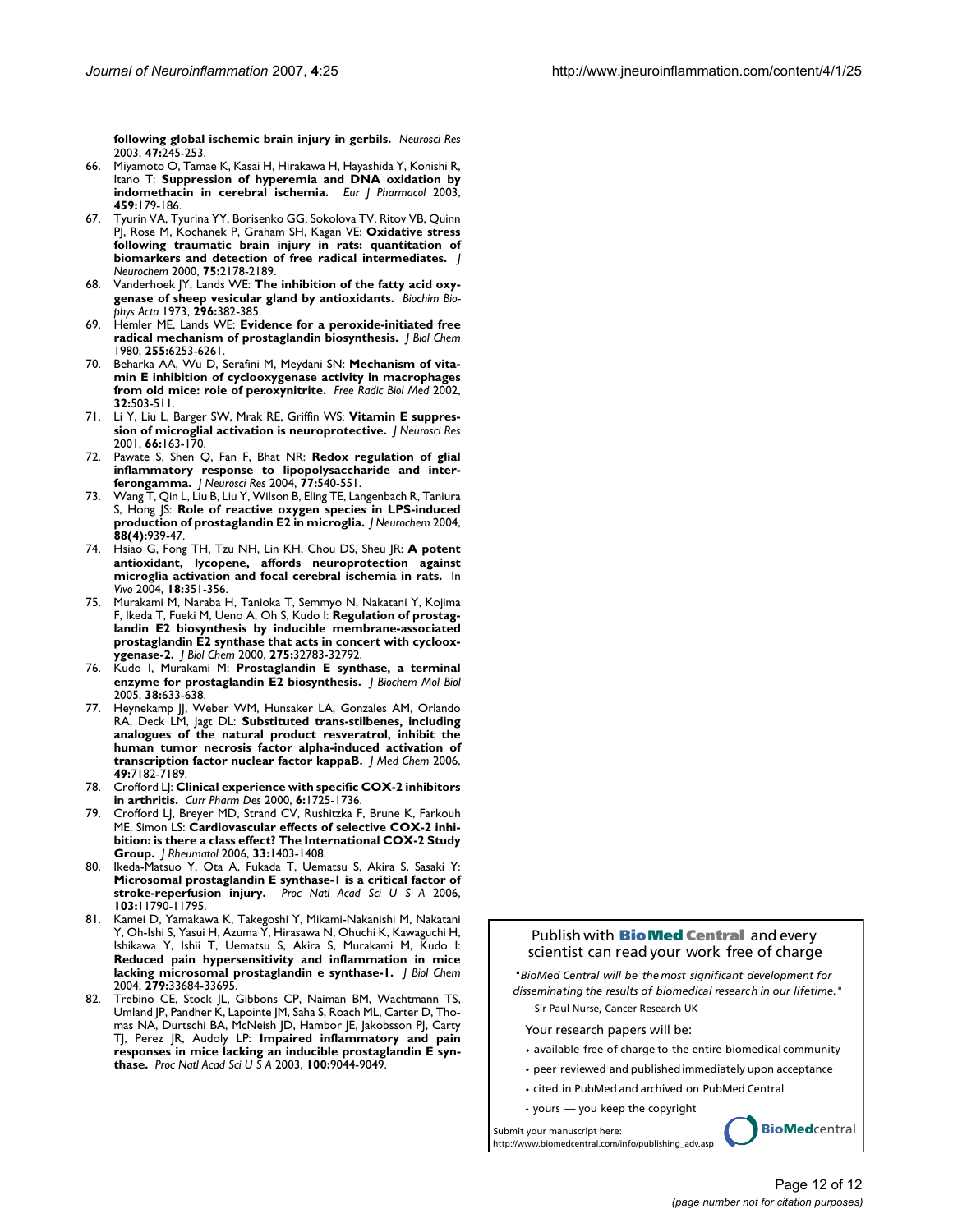**following global ischemic brain injury in gerbils.** *Neurosci Res* 2003, **47:**245-253.

66. Miyamoto O, Tamae K, Kasai H, Hirakawa H, Hayashida Y, Konishi R, Itano T: **Suppression of hyperemia and DNA oxidation by indomethacin in cerebral ischemia.** *Eur J Pharmacol* 2003, **459:**179-186.
67. Tyurin VA, Tyurina YY, Borisenko GG, Sokolova TV, Ritov VB, Quinn PJ, Rose M, Kochanek P, Graham SH, Kagan VE: **Oxidative stress following traumatic brain injury in rats: quantitation of biomarkers and detection of free radical intermediates.** *J Neurochem* 2000, **75:**2178-2189.
68. Vanderhoek JY, Lands WE: **The inhibition of the fatty acid oxygenase of sheep vesicular gland by antioxidants.** *Biochim Biophys Acta* 1973, **296:**382-385.
69. Hemler ME, Lands WE: **Evidence for a peroxide-initiated free radical mechanism of prostaglandin biosynthesis.** *J Biol Chem* 1980, **255:**6253-6261.
70. Beharka AA, Wu D, Serafini M, Meydani SN: **Mechanism of vitamin E inhibition of cyclooxygenase activity in macrophages from old mice: role of peroxynitrite.** *Free Radic Biol Med* 2002, **32:**503-511.
71. Li Y, Liu L, Barger SW, Mrak RE, Griffin WS: **Vitamin E suppression of microglial activation is neuroprotective.** *J Neurosci Res* 2001, **66:**163-170.
72. Pawate S, Shen Q, Fan F, Bhat NR: **Redox regulation of glial inflammatory response to lipopolysaccharide and interferongamma.** *J Neurosci Res* 2004, **77:**540-551.
73. Wang T, Qin L, Liu B, Liu Y, Wilson B, Eling TE, Langenbach R, Taniura S, Hong JS: **Role of reactive oxygen species in LPS-induced production of prostaglandin E2 in microglia.** *J Neurochem* 2004, **88(4):**939-47.
74. Hsiao G, Fong TH, Tzu NH, Lin KH, Chou DS, Sheu JR: **A potent antioxidant, lycopene, affords neuroprotection against microglia activation and focal cerebral ischemia in rats.** *In Vivo* 2004, **18:**351-356.
75. Murakami M, Naraba H, Tanioka T, Semmyo N, Nakatani Y, Kojima F, Ikeda T, Fueki M, Ueno A, Oh S, Kudo I: **Regulation of prostaglandin E2 biosynthesis by inducible membrane-associated prostaglandin E2 synthase that acts in concert with cyclooxygenase-2.** *J Biol Chem* 2000, **275:**32783-32792.
76. Kudo I, Murakami M: **Prostaglandin E synthase, a terminal enzyme for prostaglandin E2 biosynthesis.** *J Biochem Mol Biol* 2005, **38:**633-638.
77. Heynekamp JJ, Weber WM, Hunsaker LA, Gonzales AM, Orlando RA, Deck LM, Jagt DL: **Substituted trans-stilbenes, including analogues of the natural product resveratrol, inhibit the human tumor necrosis factor alpha-induced activation of transcription factor nuclear factor kappaB.** *J Med Chem* 2006, **49:**7182-7189.
78. Crofford LJ: **Clinical experience with specific COX-2 inhibitors in arthritis.** *Curr Pharm Des* 2000, **6:**1725-1736.
79. Crofford LJ, Breyer MD, Strand CV, Rushitzka F, Brune K, Farkouh ME, Simon LS: **Cardiovascular effects of selective COX-2 inhibition: is there a class effect? The International COX-2 Study Group.** *J Rheumatol* 2006, **33:**1403-1408.
80. Ikeda-Matsuo Y, Ota A, Fukada T, Uematsu S, Akira S, Sasaki Y: **Microsomal prostaglandin E synthase-1 is a critical factor of stroke-reperfusion injury.** *Proc Natl Acad Sci U S A* 2006, **103:**11790-11795.
81. Kamei D, Yamakawa K, Takegoshi Y, Mikami-Nakanishi M, Nakatani Y, Oh-Ishi S, Yasui H, Azuma Y, Hirasawa N, Ohuchi K, Kawaguchi H, Ishikawa Y, Ishii T, Uematsu S, Akira S, Murakami M, Kudo I: **Reduced pain hypersensitivity and inflammation in mice lacking microsomal prostaglandin e synthase-1.** *J Biol Chem* 2004, **279:**33684-33695.
82. Trebino CE, Stock JL, Gibbons CP, Naiman BM, Wachtmann TS, Umland JP, Pandher K, Lapointe JM, Saha S, Roach ML, Carter D, Thomas NA, Durtschi BA, McNeish JD, Hambor JE, Jakobsson PJ, Carty TJ, Perez JR, Audoly LP: **Impaired inflammatory and pain responses in mice lacking an inducible prostaglandin E synthase.** *Proc Natl Acad Sci U S A* 2003, **100:**9044-9049.

Publish with **BioMed Central** and every scientist can read your work free of charge

*"BioMed Central will be the most significant development for disseminating the results of biomedical research in our lifetime."*

Sir Paul Nurse, Cancer Research UK

Your research papers will be:

- available free of charge to the entire biomedical community
- peer reviewed and published immediately upon acceptance
- cited in PubMed and archived on PubMed Central
- yours — you keep the copyright

Submit your manuscript here:
http://www.biomedcentral.com/info/publishing_adv.asp

**BioMed**central